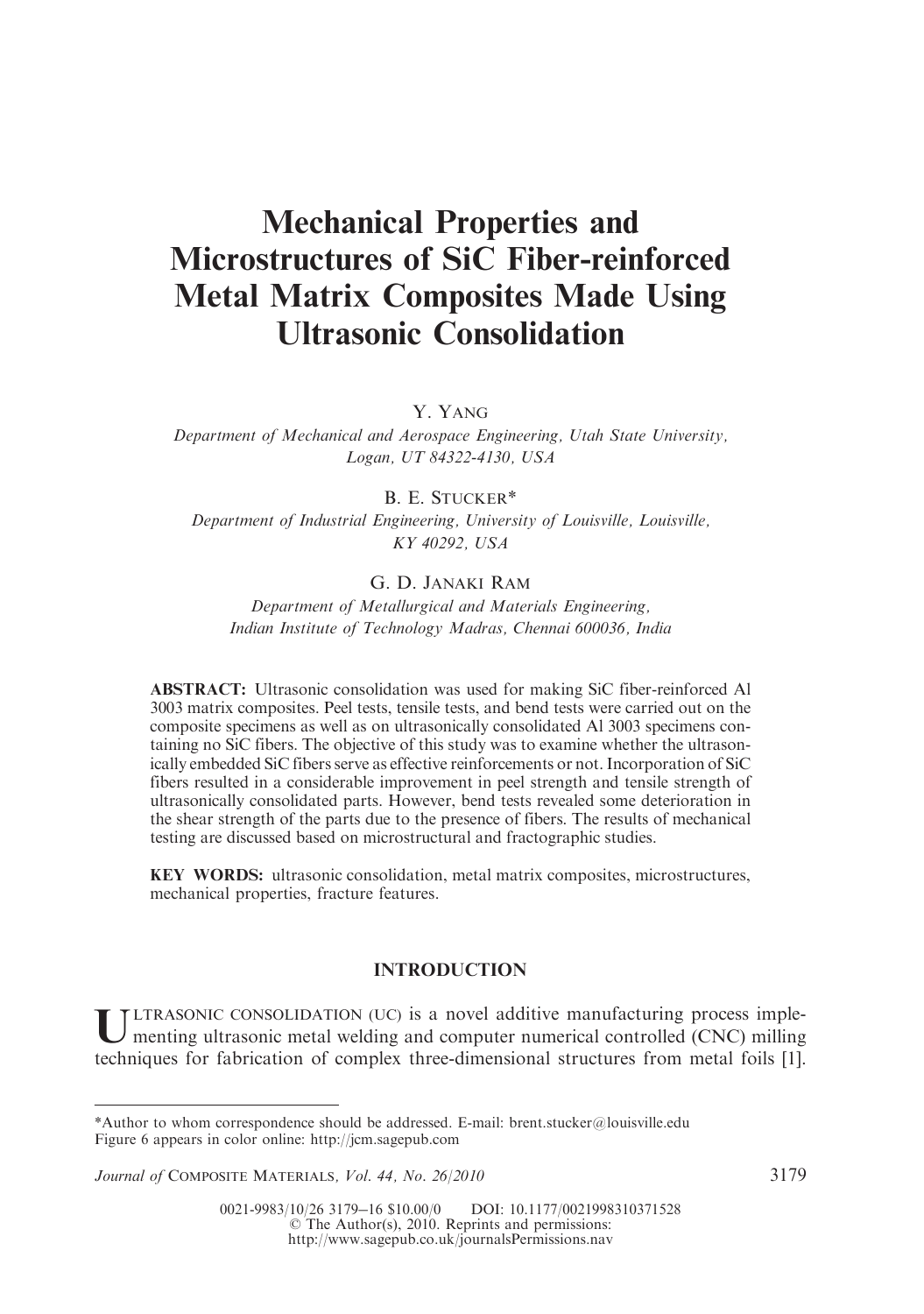# Mechanical Properties and Microstructures of SiC Fiber-reinforced Metal Matrix Composites Made Using Ultrasonic Consolidation

Y. YANG

*Department of Mechanical and Aerospace Engineering, Utah State University, Logan, UT 84322-4130, USA*

B. E. STUCKER*

*Department of Industrial Engineering, University of Louisville, Louisville, KY 40292, USA*

G. D. JANAKI RAM

*Department of Metallurgical and Materials Engineering, Indian Institute of Technology Madras, Chennai 600036, India*

**ABSTRACT:** Ultrasonic consolidation was used for making SiC fiber-reinforced Al 3003 matrix composites. Peel tests, tensile tests, and bend tests were carried out on the composite specimens as well as on ultrasonically consolidated Al 3003 specimens containing no SiC fibers. The objective of this study was to examine whether the ultrasonically embedded SiC fibers serve as effective reinforcements or not. Incorporation of SiC fibers resulted in a considerable improvement in peel strength and tensile strength of ultrasonically consolidated parts. However, bend tests revealed some deterioration in the shear strength of the parts due to the presence of fibers. The results of mechanical testing are discussed based on microstructural and fractographic studies.

**KEY WORDS:** ultrasonic consolidation, metal matrix composites, microstructures, mechanical properties, fracture features.

## INTRODUCTION

ULTRASONIC CONSOLIDATION (UC) is a novel additive manufacturing process implementing ultrasonic metal welding and computer numerical controlled (CNC) milling techniques for fabrication of complex three-dimensional structures from metal foils [1].

---

*Author to whom correspondence should be addressed. E-mail: brent.stucker@louisville.edu
Figure 6 appears in color online: http://jcm.sagepub.com

0021-9983/10/26 3179–16 $10.00/0 DOI: 10.1177/0021998310371528
© The Author(s), 2010. Reprints and permissions:
http://www.sagepub.co.uk/journalsPermissions.nav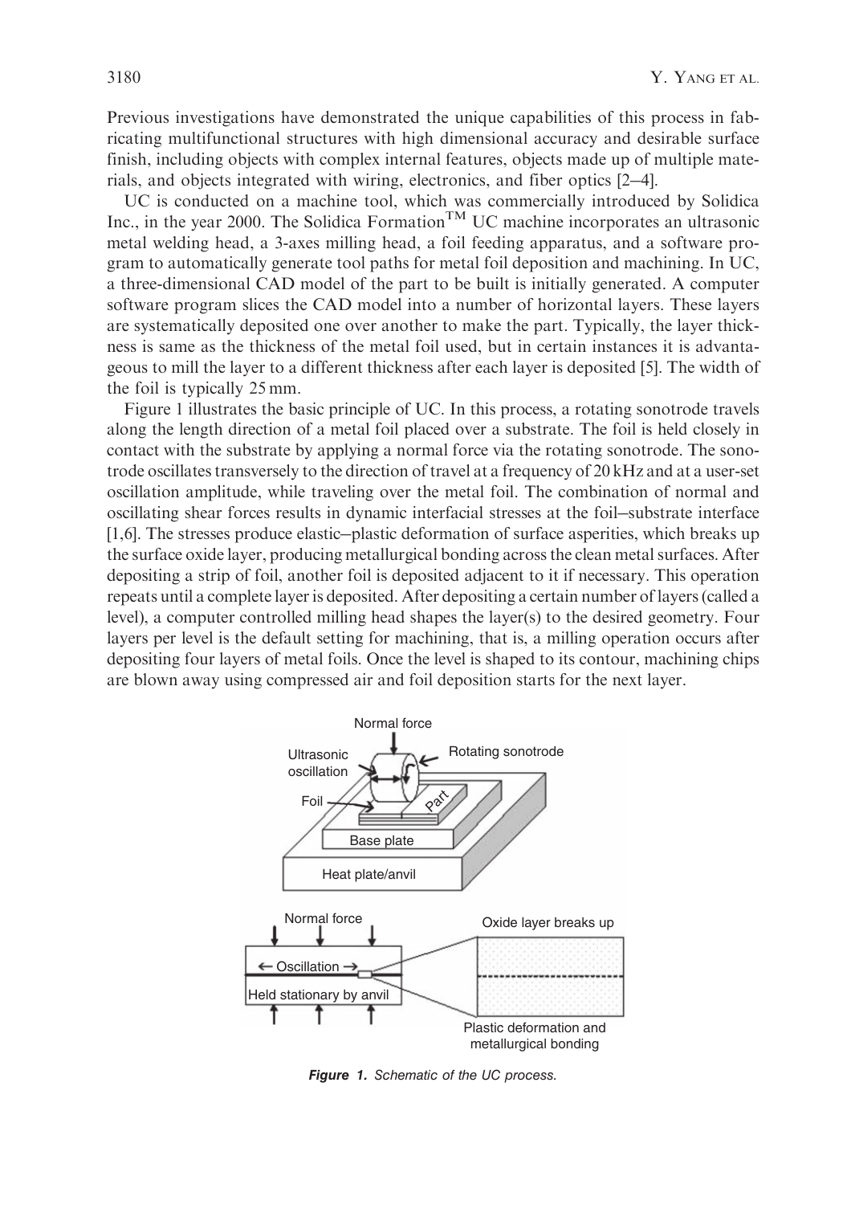Previous investigations have demonstrated the unique capabilities of this process in fabricating multifunctional structures with high dimensional accuracy and desirable surface finish, including objects with complex internal features, objects made up of multiple materials, and objects integrated with wiring, electronics, and fiber optics [2–4].

UC is conducted on a machine tool, which was commercially introduced by Solidica Inc., in the year 2000. The Solidica Formation$^{TM}$ UC machine incorporates an ultrasonic metal welding head, a 3-axes milling head, a foil feeding apparatus, and a software program to automatically generate tool paths for metal foil deposition and machining. In UC, a three-dimensional CAD model of the part to be built is initially generated. A computer software program slices the CAD model into a number of horizontal layers. These layers are systematically deposited one over another to make the part. Typically, the layer thickness is same as the thickness of the metal foil used, but in certain instances it is advantageous to mill the layer to a different thickness after each layer is deposited [5]. The width of the foil is typically 25 mm.

Figure 1 illustrates the basic principle of UC. In this process, a rotating sonotrode travels along the length direction of a metal foil placed over a substrate. The foil is held closely in contact with the substrate by applying a normal force via the rotating sonotrode. The sonotrode oscillates transversely to the direction of travel at a frequency of 20 kHz and at a user-set oscillation amplitude, while traveling over the metal foil. The combination of normal and oscillating shear forces results in dynamic interfacial stresses at the foil–substrate interface [1,6]. The stresses produce elastic–plastic deformation of surface asperities, which breaks up the surface oxide layer, producing metallurgical bonding across the clean metal surfaces. After depositing a strip of foil, another foil is deposited adjacent to it if necessary. This operation repeats until a complete layer is deposited. After depositing a certain number of layers (called a level), a computer controlled milling head shapes the layer(s) to the desired geometry. Four layers per level is the default setting for machining, that is, a milling operation occurs after depositing four layers of metal foils. Once the level is shaped to its contour, machining chips are blown away using compressed air and foil deposition starts for the next layer.

*Figure 1. Schematic of the UC process.*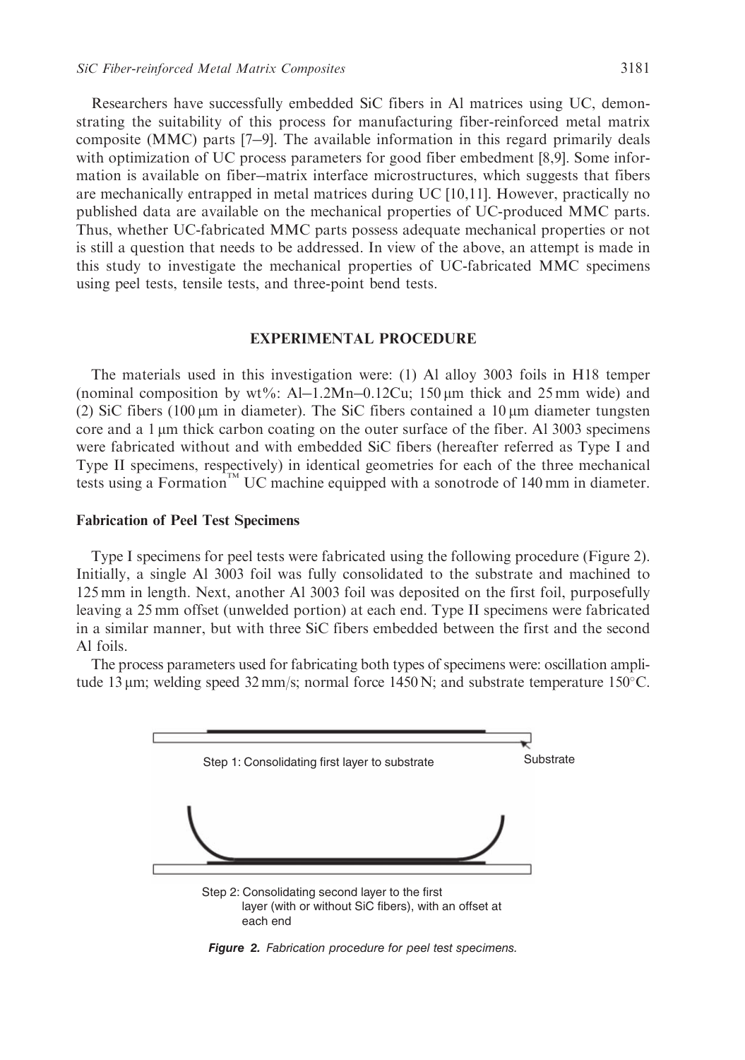Researchers have successfully embedded SiC fibers in Al matrices using UC, demonstrating the suitability of this process for manufacturing fiber-reinforced metal matrix composite (MMC) parts [7–9]. The available information in this regard primarily deals with optimization of UC process parameters for good fiber embedment [8,9]. Some information is available on fiber–matrix interface microstructures, which suggests that fibers are mechanically entrapped in metal matrices during UC [10,11]. However, practically no published data are available on the mechanical properties of UC-produced MMC parts. Thus, whether UC-fabricated MMC parts possess adequate mechanical properties or not is still a question that needs to be addressed. In view of the above, an attempt is made in this study to investigate the mechanical properties of UC-fabricated MMC specimens using peel tests, tensile tests, and three-point bend tests.

## EXPERIMENTAL PROCEDURE

The materials used in this investigation were: (1) Al alloy 3003 foils in H18 temper (nominal composition by wt%: Al–1.2Mn–0.12Cu; 150 μm thick and 25 mm wide) and (2) SiC fibers (100 μm in diameter). The SiC fibers contained a 10 μm diameter tungsten core and a 1 μm thick carbon coating on the outer surface of the fiber. Al 3003 specimens were fabricated without and with embedded SiC fibers (hereafter referred as Type I and Type II specimens, respectively) in identical geometries for each of the three mechanical tests using a Formation™ UC machine equipped with a sonotrode of 140 mm in diameter.

### Fabrication of Peel Test Specimens

Type I specimens for peel tests were fabricated using the following procedure (Figure 2). Initially, a single Al 3003 foil was fully consolidated to the substrate and machined to 125 mm in length. Next, another Al 3003 foil was deposited on the first foil, purposefully leaving a 25 mm offset (unwelded portion) at each end. Type II specimens were fabricated in a similar manner, but with three SiC fibers embedded between the first and the second Al foils.

The process parameters used for fabricating both types of specimens were: oscillation amplitude 13 μm; welding speed 32 mm/s; normal force 1450 N; and substrate temperature 150°C.

Step 1: Consolidating first layer to substrate

Substrate

Step 2: Consolidating second layer to the first layer (with or without SiC fibers), with an offset at each end

*Figure 2. Fabrication procedure for peel test specimens.*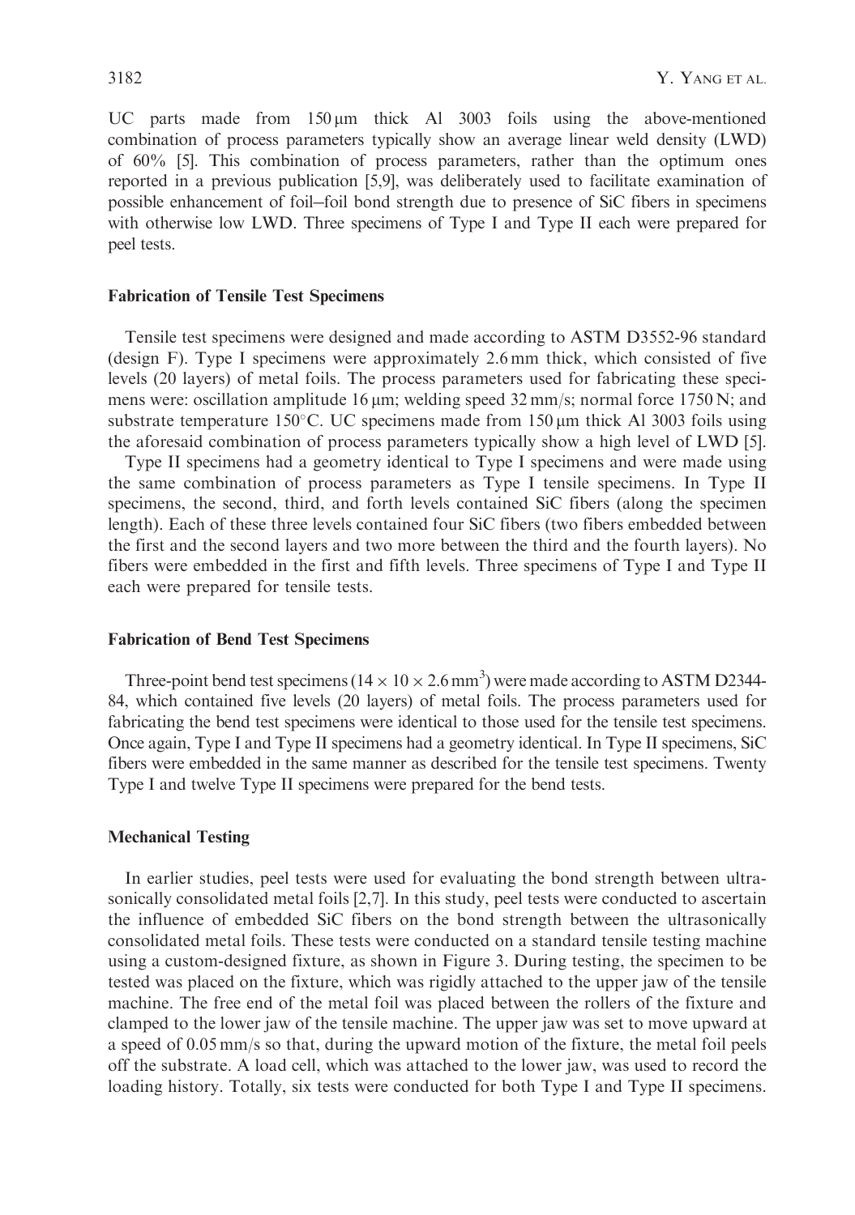UC parts made from 150 μm thick Al 3003 foils using the above-mentioned combination of process parameters typically show an average linear weld density (LWD) of 60% [5]. This combination of process parameters, rather than the optimum ones reported in a previous publication [5,9], was deliberately used to facilitate examination of possible enhancement of foil–foil bond strength due to presence of SiC fibers in specimens with otherwise low LWD. Three specimens of Type I and Type II each were prepared for peel tests.

### Fabrication of Tensile Test Specimens

Tensile test specimens were designed and made according to ASTM D3552-96 standard (design F). Type I specimens were approximately 2.6 mm thick, which consisted of five levels (20 layers) of metal foils. The process parameters used for fabricating these specimens were: oscillation amplitude 16 μm; welding speed 32 mm/s; normal force 1750 N; and substrate temperature 150°C. UC specimens made from 150 μm thick Al 3003 foils using the aforesaid combination of process parameters typically show a high level of LWD [5].

Type II specimens had a geometry identical to Type I specimens and were made using the same combination of process parameters as Type I tensile specimens. In Type II specimens, the second, third, and forth levels contained SiC fibers (along the specimen length). Each of these three levels contained four SiC fibers (two fibers embedded between the first and the second layers and two more between the third and the fourth layers). No fibers were embedded in the first and fifth levels. Three specimens of Type I and Type II each were prepared for tensile tests.

### Fabrication of Bend Test Specimens

Three-point bend test specimens ($14 \times 10 \times 2.6\,\text{mm}^3$) were made according to ASTM D2344-84, which contained five levels (20 layers) of metal foils. The process parameters used for fabricating the bend test specimens were identical to those used for the tensile test specimens. Once again, Type I and Type II specimens had a geometry identical. In Type II specimens, SiC fibers were embedded in the same manner as described for the tensile test specimens. Twenty Type I and twelve Type II specimens were prepared for the bend tests.

### Mechanical Testing

In earlier studies, peel tests were used for evaluating the bond strength between ultrasonically consolidated metal foils [2,7]. In this study, peel tests were conducted to ascertain the influence of embedded SiC fibers on the bond strength between the ultrasonically consolidated metal foils. These tests were conducted on a standard tensile testing machine using a custom-designed fixture, as shown in Figure 3. During testing, the specimen to be tested was placed on the fixture, which was rigidly attached to the upper jaw of the tensile machine. The free end of the metal foil was placed between the rollers of the fixture and clamped to the lower jaw of the tensile machine. The upper jaw was set to move upward at a speed of 0.05 mm/s so that, during the upward motion of the fixture, the metal foil peels off the substrate. A load cell, which was attached to the lower jaw, was used to record the loading history. Totally, six tests were conducted for both Type I and Type II specimens.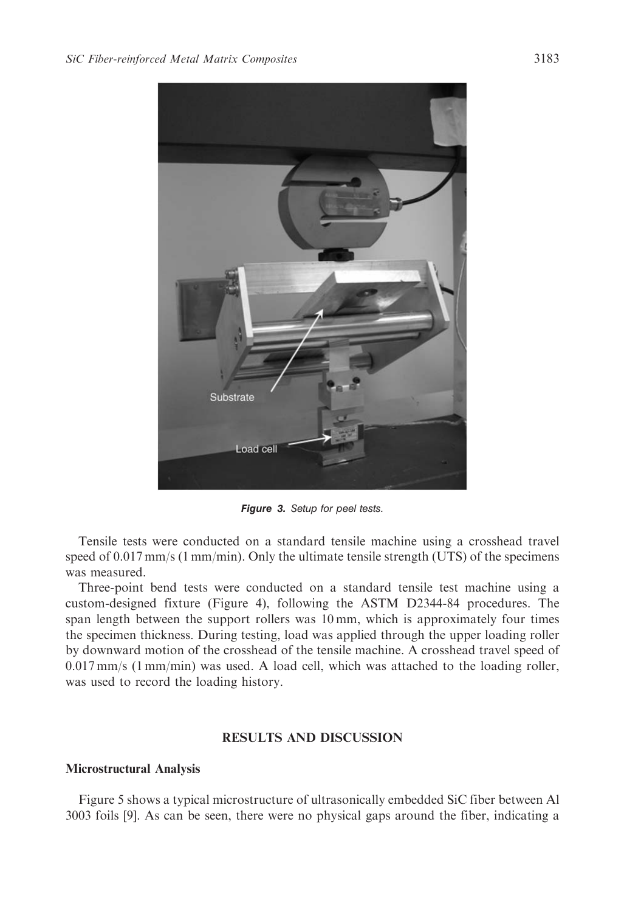Figure 3. Setup for peel tests.

Tensile tests were conducted on a standard tensile machine using a crosshead travel speed of 0.017 mm/s (1 mm/min). Only the ultimate tensile strength (UTS) of the specimens was measured.

Three-point bend tests were conducted on a standard tensile test machine using a custom-designed fixture (Figure 4), following the ASTM D2344-84 procedures. The span length between the support rollers was 10 mm, which is approximately four times the specimen thickness. During testing, load was applied through the upper loading roller by downward motion of the crosshead of the tensile machine. A crosshead travel speed of 0.017 mm/s (1 mm/min) was used. A load cell, which was attached to the loading roller, was used to record the loading history.

## RESULTS AND DISCUSSION

### Microstructural Analysis

Figure 5 shows a typical microstructure of ultrasonically embedded SiC fiber between Al 3003 foils [9]. As can be seen, there were no physical gaps around the fiber, indicating a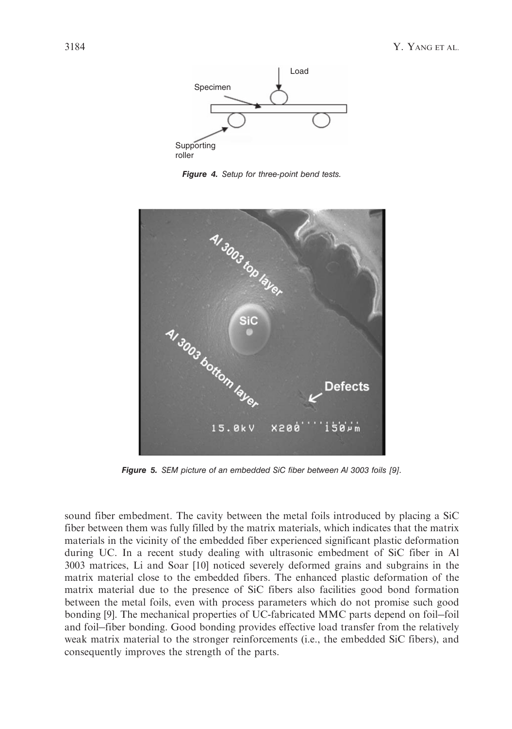**Figure 4.** *Setup for three-point bend tests.*

**Figure 5.** *SEM picture of an embedded SiC fiber between Al 3003 foils [9].*

sound fiber embedment. The cavity between the metal foils introduced by placing a SiC fiber between them was fully filled by the matrix materials, which indicates that the matrix materials in the vicinity of the embedded fiber experienced significant plastic deformation during UC. In a recent study dealing with ultrasonic embedment of SiC fiber in Al 3003 matrices, Li and Soar [10] noticed severely deformed grains and subgrains in the matrix material close to the embedded fibers. The enhanced plastic deformation of the matrix material due to the presence of SiC fibers also facilities good bond formation between the metal foils, even with process parameters which do not promise such good bonding [9]. The mechanical properties of UC-fabricated MMC parts depend on foil–foil and foil–fiber bonding. Good bonding provides effective load transfer from the relatively weak matrix material to the stronger reinforcements (i.e., the embedded SiC fibers), and consequently improves the strength of the parts.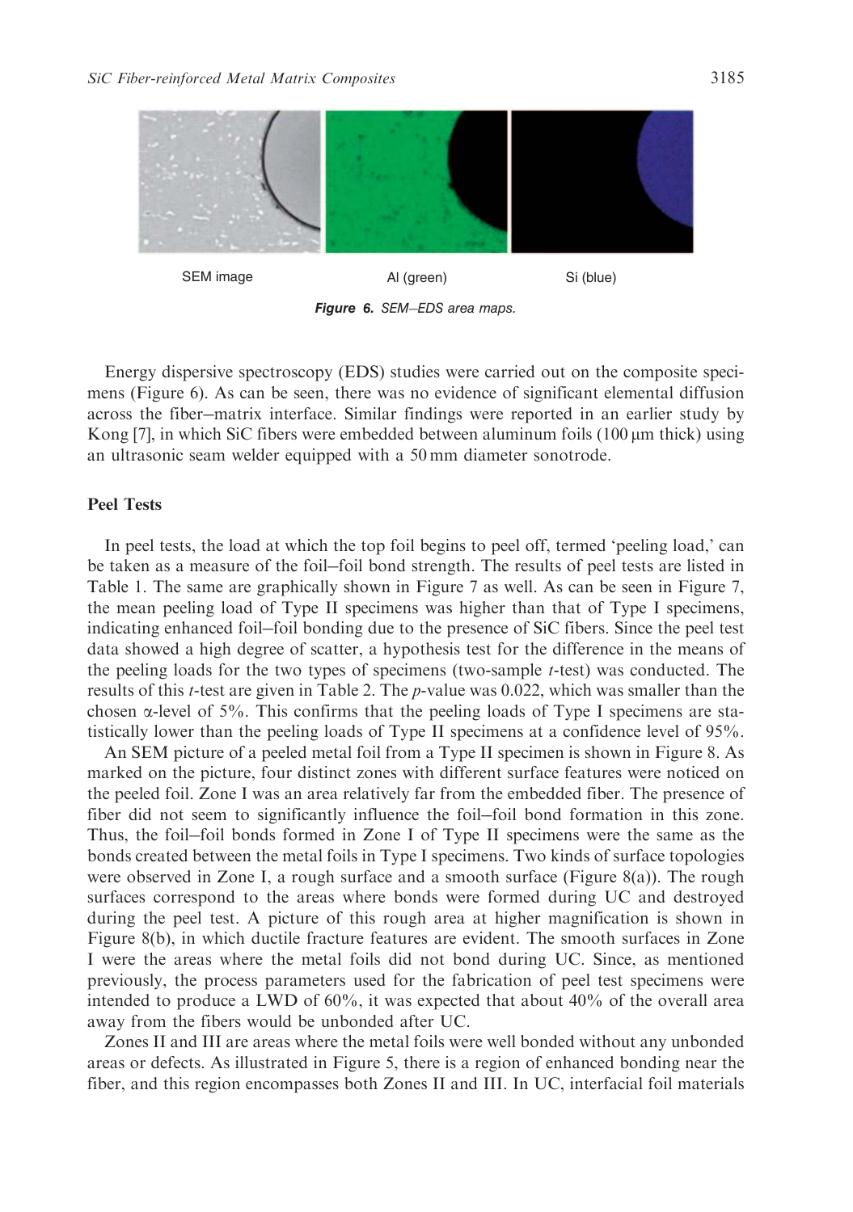SEM image Al (green) Si (blue)

**Figure 6.** *SEM–EDS area maps.*

Energy dispersive spectroscopy (EDS) studies were carried out on the composite specimens (Figure 6). As can be seen, there was no evidence of significant elemental diffusion across the fiber–matrix interface. Similar findings were reported in an earlier study by Kong [7], in which SiC fibers were embedded between aluminum foils (100 μm thick) using an ultrasonic seam welder equipped with a 50 mm diameter sonotrode.

## Peel Tests

In peel tests, the load at which the top foil begins to peel off, termed 'peeling load,' can be taken as a measure of the foil–foil bond strength. The results of peel tests are listed in Table 1. The same are graphically shown in Figure 7 as well. As can be seen in Figure 7, the mean peeling load of Type II specimens was higher than that of Type I specimens, indicating enhanced foil–foil bonding due to the presence of SiC fibers. Since the peel test data showed a high degree of scatter, a hypothesis test for the difference in the means of the peeling loads for the two types of specimens (two-sample *t*-test) was conducted. The results of this *t*-test are given in Table 2. The *p*-value was 0.022, which was smaller than the chosen α-level of 5%. This confirms that the peeling loads of Type I specimens are statistically lower than the peeling loads of Type II specimens at a confidence level of 95%.

An SEM picture of a peeled metal foil from a Type II specimen is shown in Figure 8. As marked on the picture, four distinct zones with different surface features were noticed on the peeled foil. Zone I was an area relatively far from the embedded fiber. The presence of fiber did not seem to significantly influence the foil–foil bond formation in this zone. Thus, the foil–foil bonds formed in Zone I of Type II specimens were the same as the bonds created between the metal foils in Type I specimens. Two kinds of surface topologies were observed in Zone I, a rough surface and a smooth surface (Figure 8(a)). The rough surfaces correspond to the areas where bonds were formed during UC and destroyed during the peel test. A picture of this rough area at higher magnification is shown in Figure 8(b), in which ductile fracture features are evident. The smooth surfaces in Zone I were the areas where the metal foils did not bond during UC. Since, as mentioned previously, the process parameters used for the fabrication of peel test specimens were intended to produce a LWD of 60%, it was expected that about 40% of the overall area away from the fibers would be unbonded after UC.

Zones II and III are areas where the metal foils were well bonded without any unbonded areas or defects. As illustrated in Figure 5, there is a region of enhanced bonding near the fiber, and this region encompasses both Zones II and III. In UC, interfacial foil materials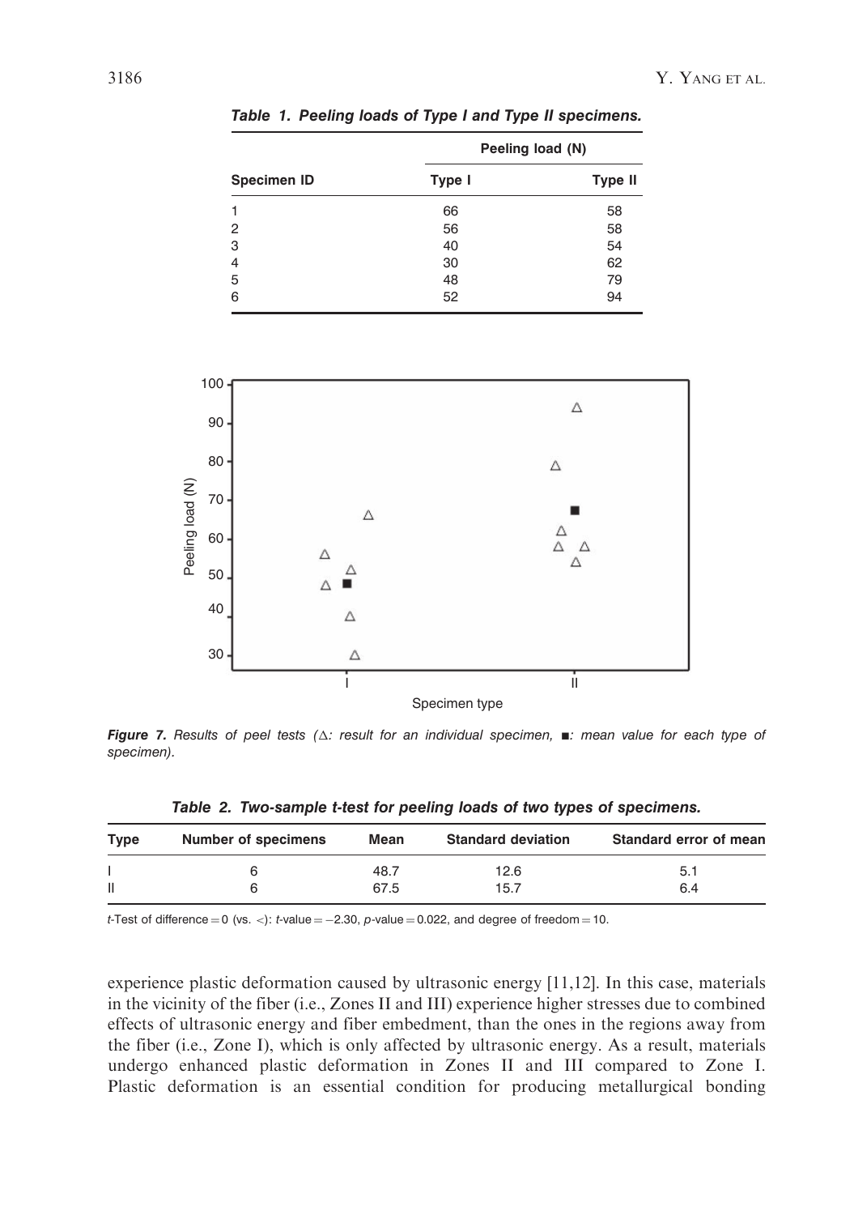**Table 1. Peeling loads of Type I and Type II specimens.**

| Specimen ID | Peeling load (N) | |
|---|---|---|
| | Type I | Type II |
| 1 | 66 | 58 |
| 2 | 56 | 58 |
| 3 | 40 | 54 |
| 4 | 30 | 62 |
| 5 | 48 | 79 |
| 6 | 52 | 94 |

***Figure 7.*** *Results of peel tests (Δ: result for an individual specimen, ■: mean value for each type of specimen).*

**Table 2. Two-sample t-test for peeling loads of two types of specimens.**

| Type | Number of specimens | Mean | Standard deviation | Standard error of mean |
|---|---|---|---|---|
| I | 6 | 48.7 | 12.6 | 5.1 |
| II | 6 | 67.5 | 15.7 | 6.4 |

*t*-Test of difference = 0 (vs. <): *t*-value = −2.30, *p*-value = 0.022, and degree of freedom = 10.

experience plastic deformation caused by ultrasonic energy [11,12]. In this case, materials in the vicinity of the fiber (i.e., Zones II and III) experience higher stresses due to combined effects of ultrasonic energy and fiber embedment, than the ones in the regions away from the fiber (i.e., Zone I), which is only affected by ultrasonic energy. As a result, materials undergo enhanced plastic deformation in Zones II and III compared to Zone I. Plastic deformation is an essential condition for producing metallurgical bonding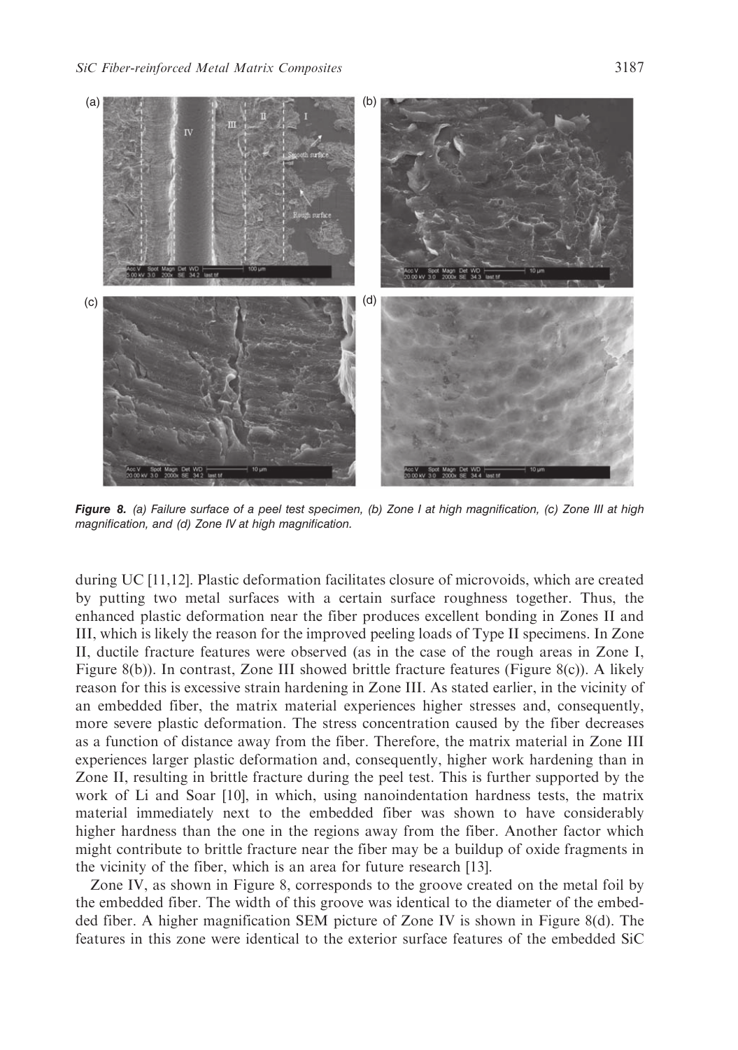**Figure 8.** *(a) Failure surface of a peel test specimen, (b) Zone I at high magnification, (c) Zone III at high magnification, and (d) Zone IV at high magnification.*

during UC [11,12]. Plastic deformation facilitates closure of microvoids, which are created by putting two metal surfaces with a certain surface roughness together. Thus, the enhanced plastic deformation near the fiber produces excellent bonding in Zones II and III, which is likely the reason for the improved peeling loads of Type II specimens. In Zone II, ductile fracture features were observed (as in the case of the rough areas in Zone I, Figure 8(b)). In contrast, Zone III showed brittle fracture features (Figure 8(c)). A likely reason for this is excessive strain hardening in Zone III. As stated earlier, in the vicinity of an embedded fiber, the matrix material experiences higher stresses and, consequently, more severe plastic deformation. The stress concentration caused by the fiber decreases as a function of distance away from the fiber. Therefore, the matrix material in Zone III experiences larger plastic deformation and, consequently, higher work hardening than in Zone II, resulting in brittle fracture during the peel test. This is further supported by the work of Li and Soar [10], in which, using nanoindentation hardness tests, the matrix material immediately next to the embedded fiber was shown to have considerably higher hardness than the one in the regions away from the fiber. Another factor which might contribute to brittle fracture near the fiber may be a buildup of oxide fragments in the vicinity of the fiber, which is an area for future research [13].

Zone IV, as shown in Figure 8, corresponds to the groove created on the metal foil by the embedded fiber. The width of this groove was identical to the diameter of the embedded fiber. A higher magnification SEM picture of Zone IV is shown in Figure 8(d). The features in this zone were identical to the exterior surface features of the embedded SiC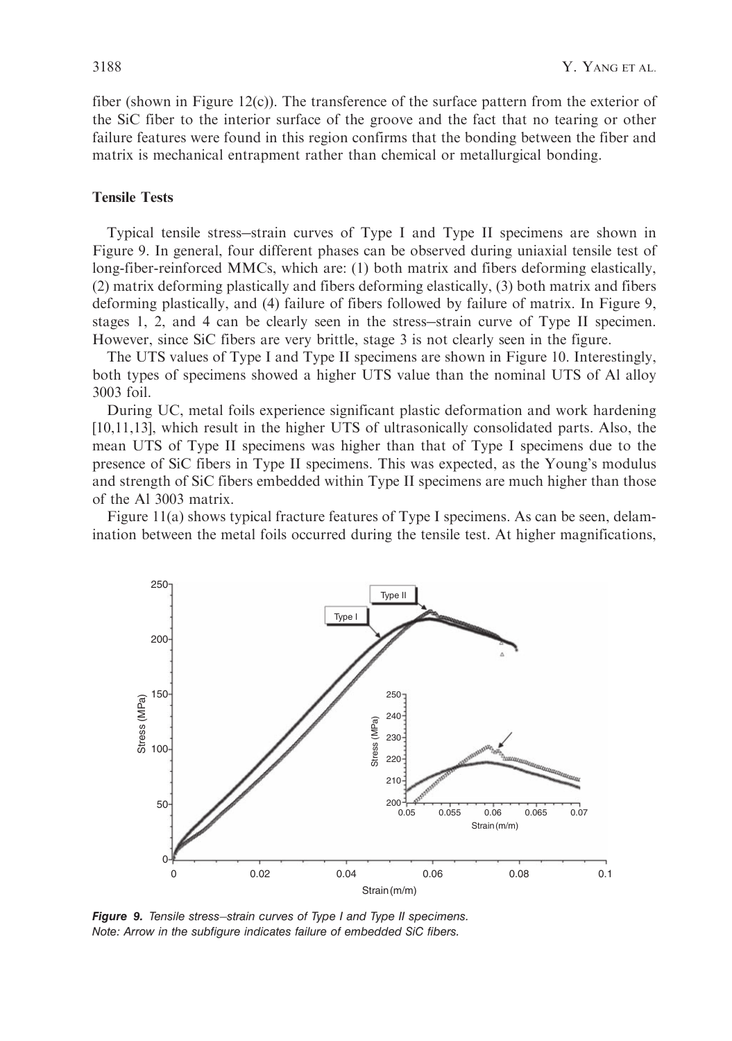fiber (shown in Figure 12(c)). The transference of the surface pattern from the exterior of the SiC fiber to the interior surface of the groove and the fact that no tearing or other failure features were found in this region confirms that the bonding between the fiber and matrix is mechanical entrapment rather than chemical or metallurgical bonding.

### Tensile Tests

Typical tensile stress–strain curves of Type I and Type II specimens are shown in Figure 9. In general, four different phases can be observed during uniaxial tensile test of long-fiber-reinforced MMCs, which are: (1) both matrix and fibers deforming elastically, (2) matrix deforming plastically and fibers deforming elastically, (3) both matrix and fibers deforming plastically, and (4) failure of fibers followed by failure of matrix. In Figure 9, stages 1, 2, and 4 can be clearly seen in the stress–strain curve of Type II specimen. However, since SiC fibers are very brittle, stage 3 is not clearly seen in the figure.

The UTS values of Type I and Type II specimens are shown in Figure 10. Interestingly, both types of specimens showed a higher UTS value than the nominal UTS of Al alloy 3003 foil.

During UC, metal foils experience significant plastic deformation and work hardening [10,11,13], which result in the higher UTS of ultrasonically consolidated parts. Also, the mean UTS of Type II specimens was higher than that of Type I specimens due to the presence of SiC fibers in Type II specimens. This was expected, as the Young's modulus and strength of SiC fibers embedded within Type II specimens are much higher than those of the Al 3003 matrix.

Figure 11(a) shows typical fracture features of Type I specimens. As can be seen, delamination between the metal foils occurred during the tensile test. At higher magnifications,

***Figure 9.** Tensile stress–strain curves of Type I and Type II specimens.*
*Note: Arrow in the subfigure indicates failure of embedded SiC fibers.*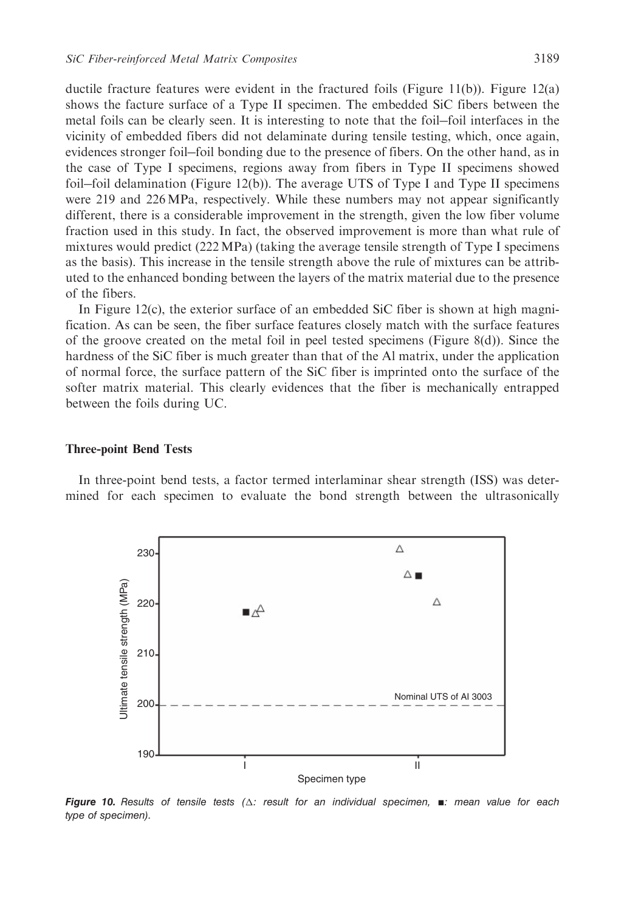ductile fracture features were evident in the fractured foils (Figure 11(b)). Figure 12(a) shows the facture surface of a Type II specimen. The embedded SiC fibers between the metal foils can be clearly seen. It is interesting to note that the foil–foil interfaces in the vicinity of embedded fibers did not delaminate during tensile testing, which, once again, evidences stronger foil–foil bonding due to the presence of fibers. On the other hand, as in the case of Type I specimens, regions away from fibers in Type II specimens showed foil–foil delamination (Figure 12(b)). The average UTS of Type I and Type II specimens were 219 and 226 MPa, respectively. While these numbers may not appear significantly different, there is a considerable improvement in the strength, given the low fiber volume fraction used in this study. In fact, the observed improvement is more than what rule of mixtures would predict (222 MPa) (taking the average tensile strength of Type I specimens as the basis). This increase in the tensile strength above the rule of mixtures can be attributed to the enhanced bonding between the layers of the matrix material due to the presence of the fibers.

In Figure 12(c), the exterior surface of an embedded SiC fiber is shown at high magnification. As can be seen, the fiber surface features closely match with the surface features of the groove created on the metal foil in peel tested specimens (Figure 8(d)). Since the hardness of the SiC fiber is much greater than that of the Al matrix, under the application of normal force, the surface pattern of the SiC fiber is imprinted onto the surface of the softer matrix material. This clearly evidences that the fiber is mechanically entrapped between the foils during UC.

### Three-point Bend Tests

In three-point bend tests, a factor termed interlaminar shear strength (ISS) was determined for each specimen to evaluate the bond strength between the ultrasonically

**Figure 10.** *Results of tensile tests (Δ: result for an individual specimen, ■: mean value for each type of specimen).*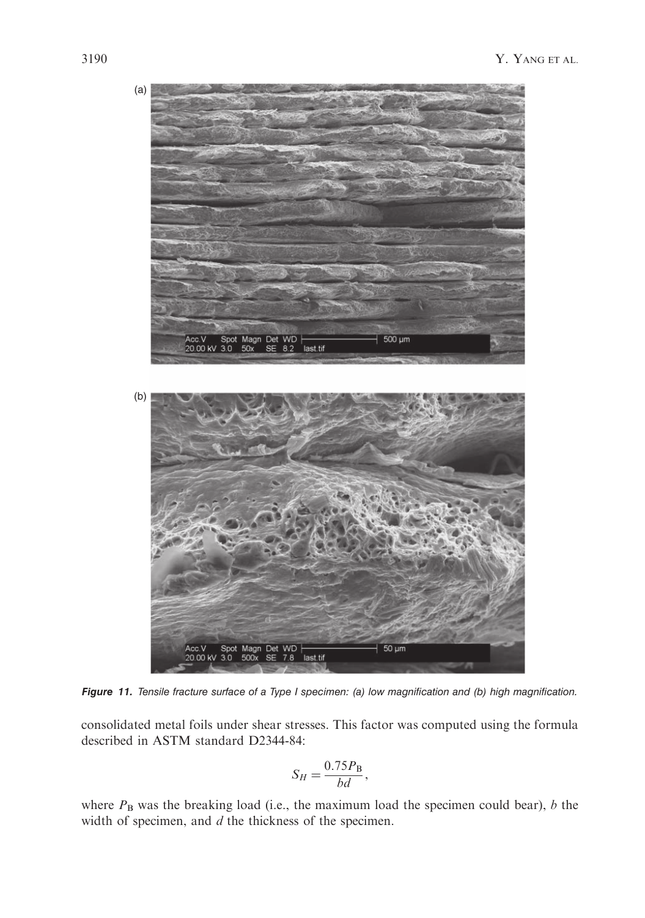**Figure 11.** *Tensile fracture surface of a Type I specimen: (a) low magnification and (b) high magnification.*

consolidated metal foils under shear stresses. This factor was computed using the formula described in ASTM standard D2344-84:

$$S_H = \frac{0.75 P_B}{bd},$$

where $P_B$ was the breaking load (i.e., the maximum load the specimen could bear), $b$ the width of specimen, and $d$ the thickness of the specimen.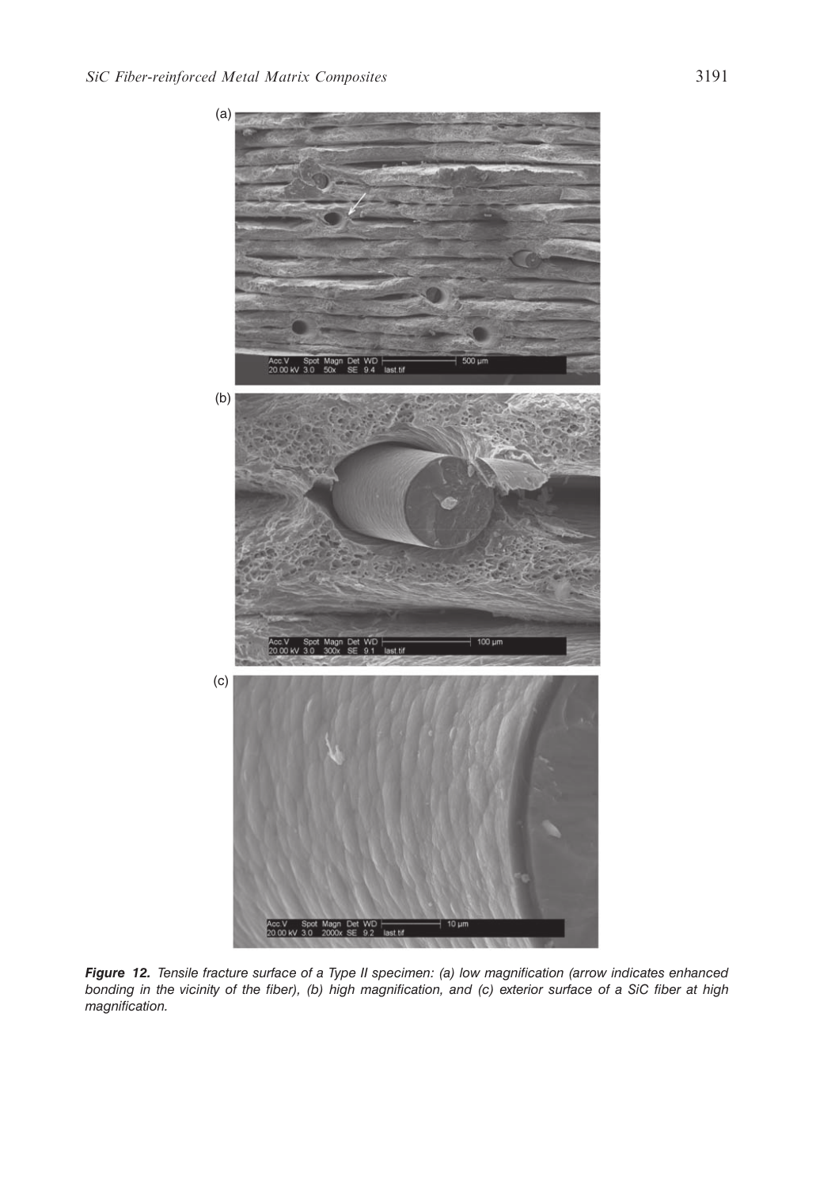(a)

(b)

(c)

***Figure 12.*** *Tensile fracture surface of a Type II specimen: (a) low magnification (arrow indicates enhanced bonding in the vicinity of the fiber), (b) high magnification, and (c) exterior surface of a SiC fiber at high magnification.*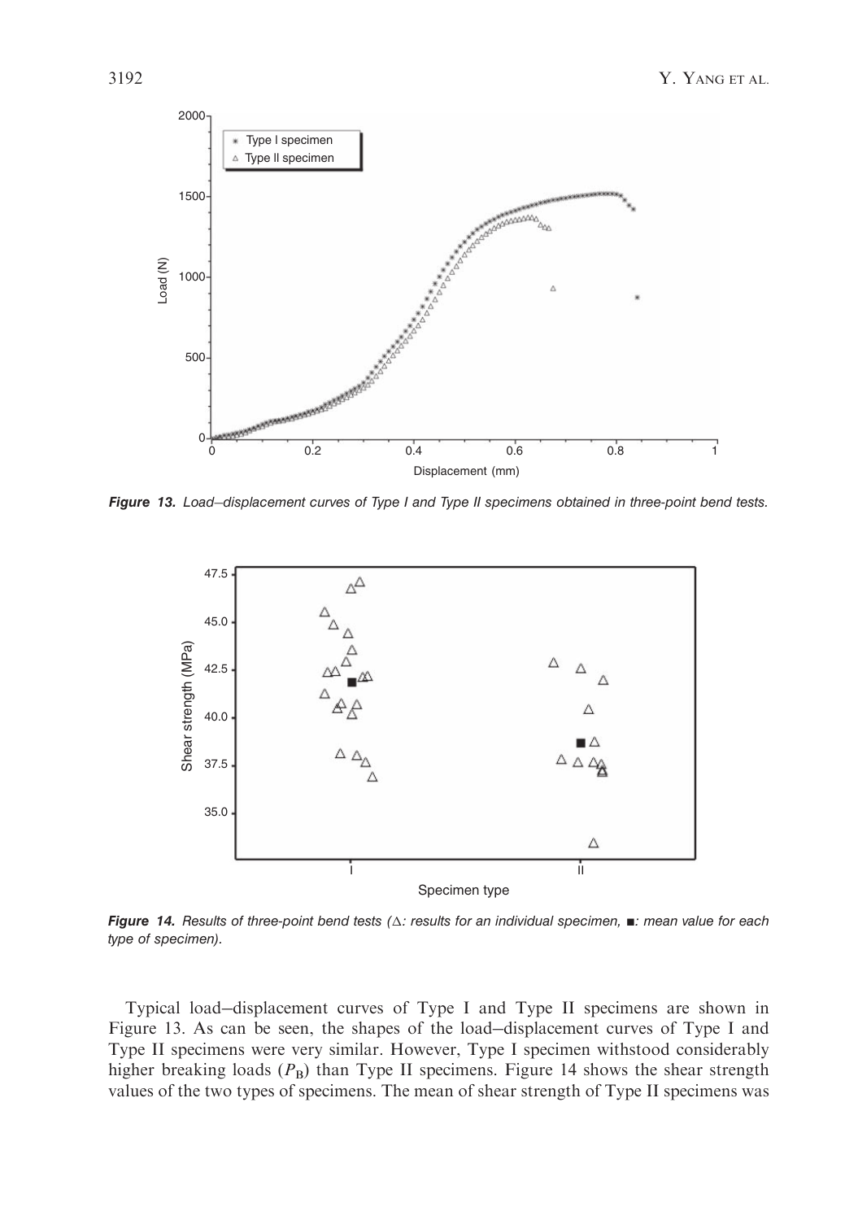**Figure 13.** *Load–displacement curves of Type I and Type II specimens obtained in three-point bend tests.*

**Figure 14.** *Results of three-point bend tests (△: results for an individual specimen, ■: mean value for each type of specimen).*

Typical load–displacement curves of Type I and Type II specimens are shown in Figure 13. As can be seen, the shapes of the load–displacement curves of Type I and Type II specimens were very similar. However, Type I specimen withstood considerably higher breaking loads ($P_B$) than Type II specimens. Figure 14 shows the shear strength values of the two types of specimens. The mean of shear strength of Type II specimens was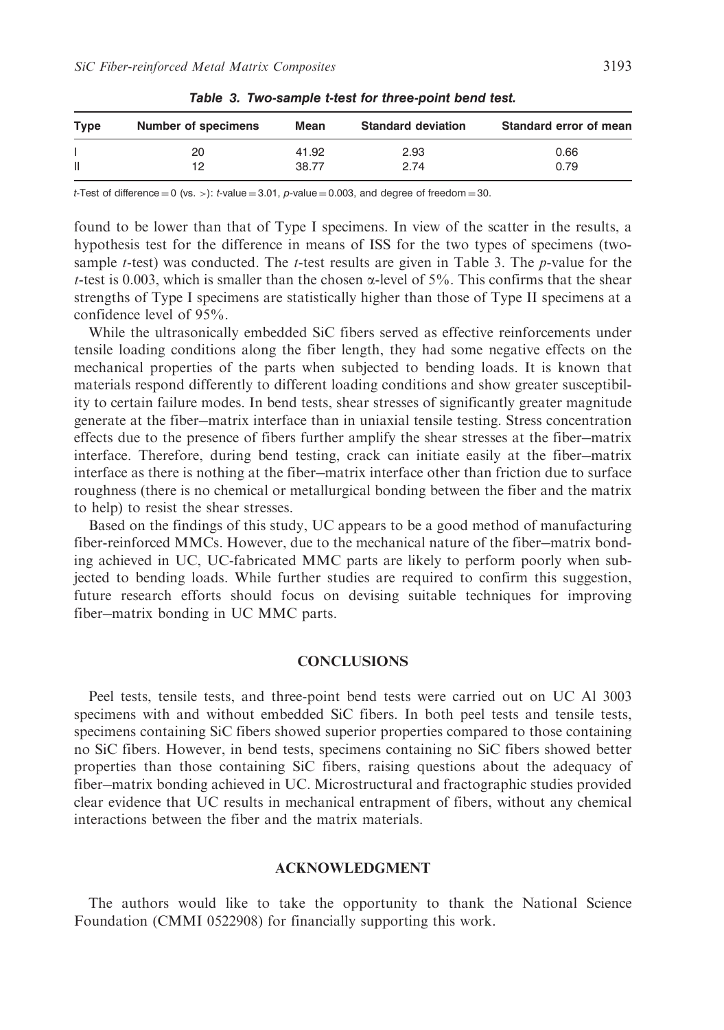**Table 3. Two-sample t-test for three-point bend test.**

| Type | Number of specimens | Mean | Standard deviation | Standard error of mean |
|---|---|---|---|---|
| I | 20 | 41.92 | 2.93 | 0.66 |
| II | 12 | 38.77 | 2.74 | 0.79 |

*t*-Test of difference = 0 (vs. >): *t*-value = 3.01, *p*-value = 0.003, and degree of freedom = 30.

found to be lower than that of Type I specimens. In view of the scatter in the results, a hypothesis test for the difference in means of ISS for the two types of specimens (two-sample *t*-test) was conducted. The *t*-test results are given in Table 3. The *p*-value for the *t*-test is 0.003, which is smaller than the chosen $\alpha$-level of 5%. This confirms that the shear strengths of Type I specimens are statistically higher than those of Type II specimens at a confidence level of 95%.

While the ultrasonically embedded SiC fibers served as effective reinforcements under tensile loading conditions along the fiber length, they had some negative effects on the mechanical properties of the parts when subjected to bending loads. It is known that materials respond differently to different loading conditions and show greater susceptibility to certain failure modes. In bend tests, shear stresses of significantly greater magnitude generate at the fiber–matrix interface than in uniaxial tensile testing. Stress concentration effects due to the presence of fibers further amplify the shear stresses at the fiber–matrix interface. Therefore, during bend testing, crack can initiate easily at the fiber–matrix interface as there is nothing at the fiber–matrix interface other than friction due to surface roughness (there is no chemical or metallurgical bonding between the fiber and the matrix to help) to resist the shear stresses.

Based on the findings of this study, UC appears to be a good method of manufacturing fiber-reinforced MMCs. However, due to the mechanical nature of the fiber–matrix bonding achieved in UC, UC-fabricated MMC parts are likely to perform poorly when subjected to bending loads. While further studies are required to confirm this suggestion, future research efforts should focus on devising suitable techniques for improving fiber–matrix bonding in UC MMC parts.

## CONCLUSIONS

Peel tests, tensile tests, and three-point bend tests were carried out on UC Al 3003 specimens with and without embedded SiC fibers. In both peel tests and tensile tests, specimens containing SiC fibers showed superior properties compared to those containing no SiC fibers. However, in bend tests, specimens containing no SiC fibers showed better properties than those containing SiC fibers, raising questions about the adequacy of fiber–matrix bonding achieved in UC. Microstructural and fractographic studies provided clear evidence that UC results in mechanical entrapment of fibers, without any chemical interactions between the fiber and the matrix materials.

## ACKNOWLEDGMENT

The authors would like to take the opportunity to thank the National Science Foundation (CMMI 0522908) for financially supporting this work.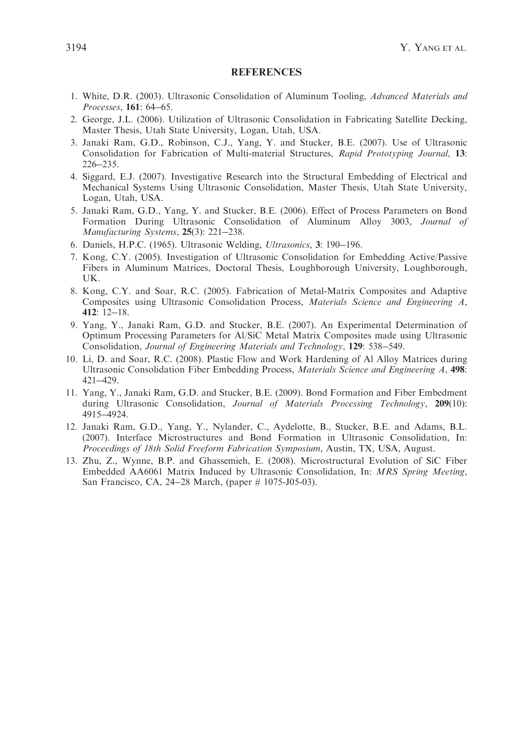## REFERENCES

1. White, D.R. (2003). Ultrasonic Consolidation of Aluminum Tooling, *Advanced Materials and Processes*, **161**: 64–65.
2. George, J.L. (2006). Utilization of Ultrasonic Consolidation in Fabricating Satellite Decking, Master Thesis, Utah State University, Logan, Utah, USA.
3. Janaki Ram, G.D., Robinson, C.J., Yang, Y. and Stucker, B.E. (2007). Use of Ultrasonic Consolidation for Fabrication of Multi-material Structures, *Rapid Prototyping Journal*, **13**: 226–235.
4. Siggard, E.J. (2007). Investigative Research into the Structural Embedding of Electrical and Mechanical Systems Using Ultrasonic Consolidation, Master Thesis, Utah State University, Logan, Utah, USA.
5. Janaki Ram, G.D., Yang, Y. and Stucker, B.E. (2006). Effect of Process Parameters on Bond Formation During Ultrasonic Consolidation of Aluminum Alloy 3003, *Journal of Manufacturing Systems*, **25**(3): 221–238.
6. Daniels, H.P.C. (1965). Ultrasonic Welding, *Ultrasonics*, **3**: 190–196.
7. Kong, C.Y. (2005). Investigation of Ultrasonic Consolidation for Embedding Active/Passive Fibers in Aluminum Matrices, Doctoral Thesis, Loughborough University, Loughborough, UK.
8. Kong, C.Y. and Soar, R.C. (2005). Fabrication of Metal-Matrix Composites and Adaptive Composites using Ultrasonic Consolidation Process, *Materials Science and Engineering A*, **412**: 12–18.
9. Yang, Y., Janaki Ram, G.D. and Stucker, B.E. (2007). An Experimental Determination of Optimum Processing Parameters for Al/SiC Metal Matrix Composites made using Ultrasonic Consolidation, *Journal of Engineering Materials and Technology*, **129**: 538–549.
10. Li, D. and Soar, R.C. (2008). Plastic Flow and Work Hardening of Al Alloy Matrices during Ultrasonic Consolidation Fiber Embedding Process, *Materials Science and Engineering A*, **498**: 421–429.
11. Yang, Y., Janaki Ram, G.D. and Stucker, B.E. (2009). Bond Formation and Fiber Embedment during Ultrasonic Consolidation, *Journal of Materials Processing Technology*, **209**(10): 4915–4924.
12. Janaki Ram, G.D., Yang, Y., Nylander, C., Aydelotte, B., Stucker, B.E. and Adams, B.L. (2007). Interface Microstructures and Bond Formation in Ultrasonic Consolidation, In: *Proceedings of 18th Solid Freeform Fabrication Symposium*, Austin, TX, USA, August.
13. Zhu, Z., Wynne, B.P. and Ghassemieh, E. (2008). Microstructural Evolution of SiC Fiber Embedded AA6061 Matrix Induced by Ultrasonic Consolidation, In: *MRS Spring Meeting*, San Francisco, CA, 24–28 March, (paper # 1075-J05-03).